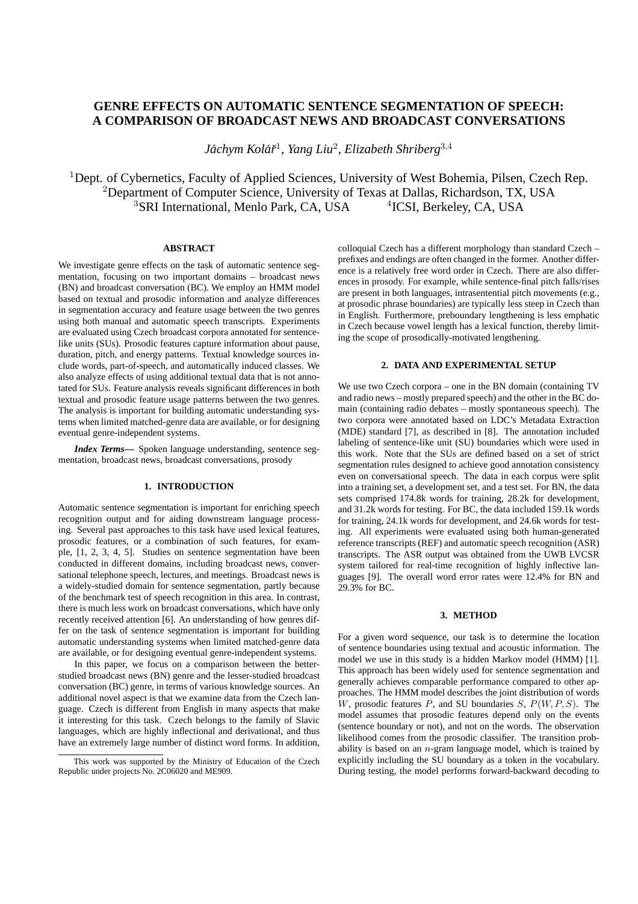# GENRE EFFECTS ON AUTOMATIC SENTENCE SEGMENTATION OF SPEECH: A COMPARISON OF BROADCAST NEWS AND BROADCAST CONVERSATIONS

*Jáchym Kolář*[1], *Yang Liu*[2], *Elizabeth Shriberg*[3,4]

[1]Dept. of Cybernetics, Faculty of Applied Sciences, University of West Bohemia, Pilsen, Czech Rep.
[2]Department of Computer Science, University of Texas at Dallas, Richardson, TX, USA
[3]SRI International, Menlo Park, CA, USA [4]ICSI, Berkeley, CA, USA

## ABSTRACT

We investigate genre effects on the task of automatic sentence segmentation, focusing on two important domains – broadcast news (BN) and broadcast conversation (BC). We employ an HMM model based on textual and prosodic information and analyze differences in segmentation accuracy and feature usage between the two genres using both manual and automatic speech transcripts. Experiments are evaluated using Czech broadcast corpora annotated for sentence-like units (SUs). Prosodic features capture information about pause, duration, pitch, and energy patterns. Textual knowledge sources include words, part-of-speech, and automatically induced classes. We also analyze effects of using additional textual data that is not annotated for SUs. Feature analysis reveals significant differences in both textual and prosodic feature usage patterns between the two genres. The analysis is important for building automatic understanding systems when limited matched-genre data are available, or for designing eventual genre-independent systems.

***Index Terms***— Spoken language understanding, sentence segmentation, broadcast news, broadcast conversations, prosody

## 1. INTRODUCTION

Automatic sentence segmentation is important for enriching speech recognition output and for aiding downstream language processing. Several past approaches to this task have used lexical features, prosodic features, or a combination of such features, for example, [1, 2, 3, 4, 5]. Studies on sentence segmentation have been conducted in different domains, including broadcast news, conversational telephone speech, lectures, and meetings. Broadcast news is a widely-studied domain for sentence segmentation, partly because of the benchmark test of speech recognition in this area. In contrast, there is much less work on broadcast conversations, which have only recently received attention [6]. An understanding of how genres differ on the task of sentence segmentation is important for building automatic understanding systems when limited matched-genre data are available, or for designing eventual genre-independent systems.

In this paper, we focus on a comparison between the better-studied broadcast news (BN) genre and the lesser-studied broadcast conversation (BC) genre, in terms of various knowledge sources. An additional novel aspect is that we examine data from the Czech language. Czech is different from English in many aspects that make it interesting for this task. Czech belongs to the family of Slavic languages, which are highly inflectional and derivational, and thus have an extremely large number of distinct word forms. In addition, colloquial Czech has a different morphology than standard Czech – prefixes and endings are often changed in the former. Another difference is a relatively free word order in Czech. There are also differences in prosody. For example, while sentence-final pitch falls/rises are present in both languages, intrasentential pitch movements (e.g., at prosodic phrase boundaries) are typically less steep in Czech than in English. Furthermore, preboundary lengthening is less emphatic in Czech because vowel length has a lexical function, thereby limiting the scope of prosodically-motivated lengthening.

This work was supported by the Ministry of Education of the Czech Republic under projects No. 2C06020 and ME909.

## 2. DATA AND EXPERIMENTAL SETUP

We use two Czech corpora – one in the BN domain (containing TV and radio news – mostly prepared speech) and the other in the BC domain (containing radio debates – mostly spontaneous speech). The two corpora were annotated based on LDC's Metadata Extraction (MDE) standard [7], as described in [8]. The annotation included labeling of sentence-like unit (SU) boundaries which were used in this work. Note that the SUs are defined based on a set of strict segmentation rules designed to achieve good annotation consistency even on conversational speech. The data in each corpus were split into a training set, a development set, and a test set. For BN, the data sets comprised 174.8k words for training, 28.2k for development, and 31.2k words for testing. For BC, the data included 159.1k words for training, 24.1k words for development, and 24.6k words for testing. All experiments were evaluated using both human-generated reference transcripts (REF) and automatic speech recognition (ASR) transcripts. The ASR output was obtained from the UWB LVCSR system tailored for real-time recognition of highly inflective languages [9]. The overall word error rates were 12.4% for BN and 29.3% for BC.

## 3. METHOD

For a given word sequence, our task is to determine the location of sentence boundaries using textual and acoustic information. The model we use in this study is a hidden Markov model (HMM) [1]. This approach has been widely used for sentence segmentation and generally achieves comparable performance compared to other approaches. The HMM model describes the joint distribution of words $W$, prosodic features $P$, and SU boundaries $S$, $P(W, P, S)$. The model assumes that prosodic features depend only on the events (sentence boundary or not), and not on the words. The observation likelihood comes from the prosodic classifier. The transition probability is based on an $n$-gram language model, which is trained by explicitly including the SU boundary as a token in the vocabulary. During testing, the model performs forward-backward decoding to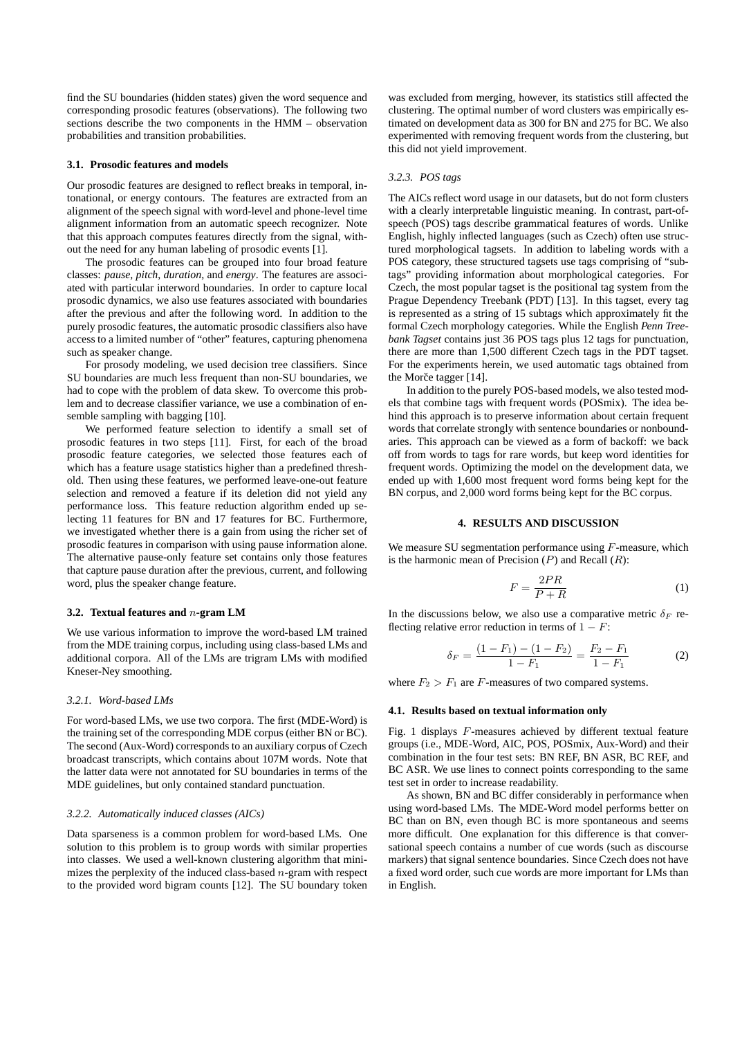find the SU boundaries (hidden states) given the word sequence and corresponding prosodic features (observations). The following two sections describe the two components in the HMM – observation probabilities and transition probabilities.

### 3.1. Prosodic features and models

Our prosodic features are designed to reflect breaks in temporal, intonational, or energy contours. The features are extracted from an alignment of the speech signal with word-level and phone-level time alignment information from an automatic speech recognizer. Note that this approach computes features directly from the signal, without the need for any human labeling of prosodic events [1].

The prosodic features can be grouped into four broad feature classes: *pause*, *pitch*, *duration*, and *energy*. The features are associated with particular interword boundaries. In order to capture local prosodic dynamics, we also use features associated with boundaries after the previous and after the following word. In addition to the purely prosodic features, the automatic prosodic classifiers also have access to a limited number of "other" features, capturing phenomena such as speaker change.

For prosody modeling, we used decision tree classifiers. Since SU boundaries are much less frequent than non-SU boundaries, we had to cope with the problem of data skew. To overcome this problem and to decrease classifier variance, we use a combination of ensemble sampling with bagging [10].

We performed feature selection to identify a small set of prosodic features in two steps [11]. First, for each of the broad prosodic feature categories, we selected those features each of which has a feature usage statistics higher than a predefined threshold. Then using these features, we performed leave-one-out feature selection and removed a feature if its deletion did not yield any performance loss. This feature reduction algorithm ended up selecting 11 features for BN and 17 features for BC. Furthermore, we investigated whether there is a gain from using the richer set of prosodic features in comparison with using pause information alone. The alternative pause-only feature set contains only those features that capture pause duration after the previous, current, and following word, plus the speaker change feature.

### 3.2. Textual features and $n$-gram LM

We use various information to improve the word-based LM trained from the MDE training corpus, including using class-based LMs and additional corpora. All of the LMs are trigram LMs with modified Kneser-Ney smoothing.

#### 3.2.1. Word-based LMs

For word-based LMs, we use two corpora. The first (MDE-Word) is the training set of the corresponding MDE corpus (either BN or BC). The second (Aux-Word) corresponds to an auxiliary corpus of Czech broadcast transcripts, which contains about 107M words. Note that the latter data were not annotated for SU boundaries in terms of the MDE guidelines, but only contained standard punctuation.

#### 3.2.2. Automatically induced classes (AICs)

Data sparseness is a common problem for word-based LMs. One solution to this problem is to group words with similar properties into classes. We used a well-known clustering algorithm that minimizes the perplexity of the induced class-based $n$-gram with respect to the provided word bigram counts [12]. The SU boundary token was excluded from merging, however, its statistics still affected the clustering. The optimal number of word clusters was empirically estimated on development data as 300 for BN and 275 for BC. We also experimented with removing frequent words from the clustering, but this did not yield improvement.

#### 3.2.3. POS tags

The AICs reflect word usage in our datasets, but do not form clusters with a clearly interpretable linguistic meaning. In contrast, part-of-speech (POS) tags describe grammatical features of words. Unlike English, highly inflected languages (such as Czech) often use structured morphological tagsets. In addition to labeling words with a POS category, these structured tagsets use tags comprising of "subtags" providing information about morphological categories. For Czech, the most popular tagset is the positional tag system from the Prague Dependency Treebank (PDT) [13]. In this tagset, every tag is represented as a string of 15 subtags which approximately fit the formal Czech morphology categories. While the English *Penn Treebank Tagset* contains just 36 POS tags plus 12 tags for punctuation, there are more than 1,500 different Czech tags in the PDT tagset. For the experiments herein, we used automatic tags obtained from the Morče tagger [14].

In addition to the purely POS-based models, we also tested models that combine tags with frequent words (POSmix). The idea behind this approach is to preserve information about certain frequent words that correlate strongly with sentence boundaries or nonboundaries. This approach can be viewed as a form of backoff: we back off from words to tags for rare words, but keep word identities for frequent words. Optimizing the model on the development data, we ended up with 1,600 most frequent word forms being kept for the BN corpus, and 2,000 word forms being kept for the BC corpus.

## 4. RESULTS AND DISCUSSION

We measure SU segmentation performance using $F$-measure, which is the harmonic mean of Precision ($P$) and Recall ($R$):

$$F = \frac{2PR}{P + R} \tag{1}$$

In the discussions below, we also use a comparative metric $\delta_F$ reflecting relative error reduction in terms of $1 - F$:

$$\delta_F = \frac{(1 - F_1) - (1 - F_2)}{1 - F_1} = \frac{F_2 - F_1}{1 - F_1} \tag{2}$$

where $F_2 > F_1$ are $F$-measures of two compared systems.

### 4.1. Results based on textual information only

Fig. 1 displays $F$-measures achieved by different textual feature groups (i.e., MDE-Word, AIC, POS, POSmix, Aux-Word) and their combination in the four test sets: BN REF, BN ASR, BC REF, and BC ASR. We use lines to connect points corresponding to the same test set in order to increase readability.

As shown, BN and BC differ considerably in performance when using word-based LMs. The MDE-Word model performs better on BC than on BN, even though BC is more spontaneous and seems more difficult. One explanation for this difference is that conversational speech contains a number of cue words (such as discourse markers) that signal sentence boundaries. Since Czech does not have a fixed word order, such cue words are more important for LMs than in English.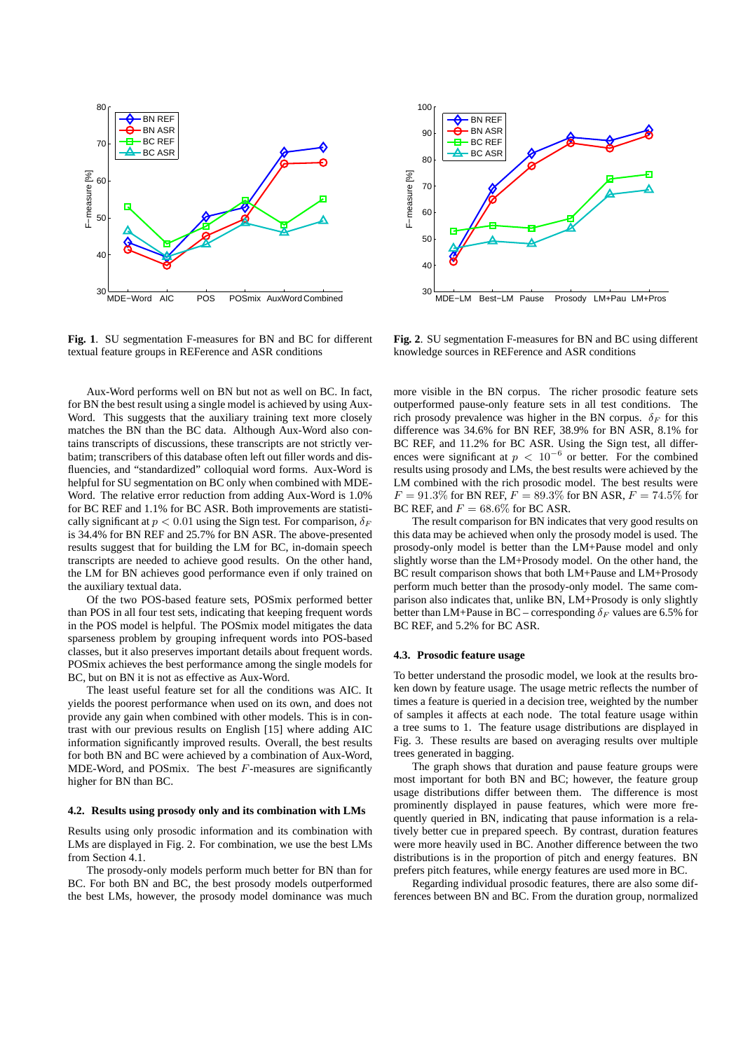**Fig. 1**. SU segmentation F-measures for BN and BC for different textual feature groups in REFerence and ASR conditions

**Fig. 2**. SU segmentation F-measures for BN and BC using different knowledge sources in REFerence and ASR conditions

Aux-Word performs well on BN but not as well on BC. In fact, for BN the best result using a single model is achieved by using Aux-Word. This suggests that the auxiliary training text more closely matches the BN than the BC data. Although Aux-Word also contains transcripts of discussions, these transcripts are not strictly verbatim; transcribers of this database often left out filler words and disfluencies, and "standardized" colloquial word forms. Aux-Word is helpful for SU segmentation on BC only when combined with MDE-Word. The relative error reduction from adding Aux-Word is 1.0% for BC REF and 1.1% for BC ASR. Both improvements are statistically significant at $p < 0.01$ using the Sign test. For comparison, $\delta_F$ is 34.4% for BN REF and 25.7% for BN ASR. The above-presented results suggest that for building the LM for BC, in-domain speech transcripts are needed to achieve good results. On the other hand, the LM for BN achieves good performance even if only trained on the auxiliary textual data.

Of the two POS-based feature sets, POSmix performed better than POS in all four test sets, indicating that keeping frequent words in the POS model is helpful. The POSmix model mitigates the data sparseness problem by grouping infrequent words into POS-based classes, but it also preserves important details about frequent words. POSmix achieves the best performance among the single models for BC, but on BN it is not as effective as Aux-Word.

The least useful feature set for all the conditions was AIC. It yields the poorest performance when used on its own, and does not provide any gain when combined with other models. This is in contrast with our previous results on English [15] where adding AIC information significantly improved results. Overall, the best results for both BN and BC were achieved by a combination of Aux-Word, MDE-Word, and POSmix. The best $F$-measures are significantly higher for BN than BC.

### 4.2. Results using prosody only and its combination with LMs

Results using only prosodic information and its combination with LMs are displayed in Fig. 2. For combination, we use the best LMs from Section 4.1.

The prosody-only models perform much better for BN than for BC. For both BN and BC, the best prosody models outperformed the best LMs, however, the prosody model dominance was much more visible in the BN corpus. The richer prosodic feature sets outperformed pause-only feature sets in all test conditions. The rich prosody prevalence was higher in the BN corpus. $\delta_F$ for this difference was 34.6% for BN REF, 38.9% for BN ASR, 8.1% for BC REF, and 11.2% for BC ASR. Using the Sign test, all differences were significant at $p < 10^{-6}$ or better. For the combined results using prosody and LMs, the best results were achieved by the LM combined with the rich prosodic model. The best results were $F = 91.3\%$ for BN REF, $F = 89.3\%$ for BN ASR, $F = 74.5\%$ for BC REF, and $F = 68.6\%$ for BC ASR.

The result comparison for BN indicates that very good results on this data may be achieved when only the prosody model is used. The prosody-only model is better than the LM+Pause model and only slightly worse than the LM+Prosody model. On the other hand, the BC result comparison shows that both LM+Pause and LM+Prosody perform much better than the prosody-only model. The same comparison also indicates that, unlike BN, LM+Prosody is only slightly better than LM+Pause in BC – corresponding $\delta_F$ values are 6.5% for BC REF, and 5.2% for BC ASR.

### 4.3. Prosodic feature usage

To better understand the prosodic model, we look at the results broken down by feature usage. The usage metric reflects the number of times a feature is queried in a decision tree, weighted by the number of samples it affects at each node. The total feature usage within a tree sums to 1. The feature usage distributions are displayed in Fig. 3. These results are based on averaging results over multiple trees generated in bagging.

The graph shows that duration and pause feature groups were most important for both BN and BC; however, the feature group usage distributions differ between them. The difference is most prominently displayed in pause features, which were more frequently queried in BN, indicating that pause information is a relatively better cue in prepared speech. By contrast, duration features were more heavily used in BC. Another difference between the two distributions is in the proportion of pitch and energy features. BN prefers pitch features, while energy features are used more in BC.

Regarding individual prosodic features, there are also some differences between BN and BC. From the duration group, normalized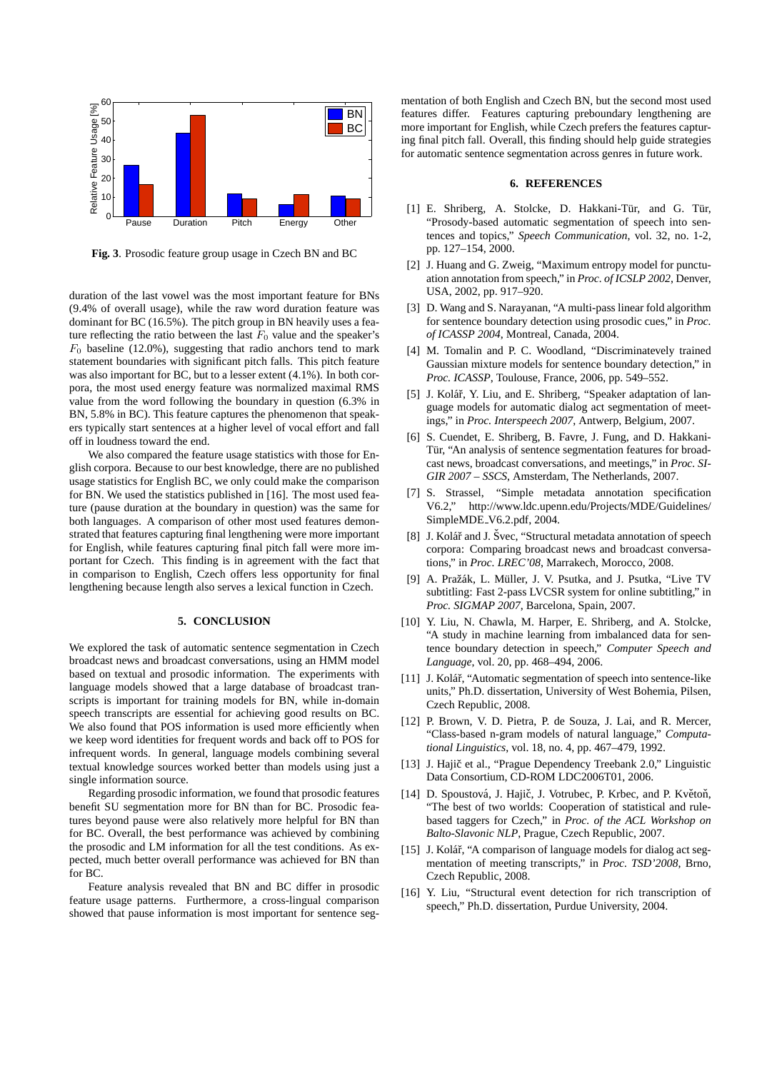60
50
40
30
20
10
0
Relative Feature Usage [%]
BN
BC
Pause
Duration
Pitch
Energy
Other

**Fig. 3**. Prosodic feature group usage in Czech BN and BC

duration of the last vowel was the most important feature for BNs (9.4% of overall usage), while the raw word duration feature was dominant for BC (16.5%). The pitch group in BN heavily uses a feature reflecting the ratio between the last $F_0$ value and the speaker's $F_0$ baseline (12.0%), suggesting that radio anchors tend to mark statement boundaries with significant pitch falls. This pitch feature was also important for BC, but to a lesser extent (4.1%). In both corpora, the most used energy feature was normalized maximal RMS value from the word following the boundary in question (6.3% in BN, 5.8% in BC). This feature captures the phenomenon that speakers typically start sentences at a higher level of vocal effort and fall off in loudness toward the end.

We also compared the feature usage statistics with those for English corpora. Because to our best knowledge, there are no published usage statistics for English BC, we only could make the comparison for BN. We used the statistics published in [16]. The most used feature (pause duration at the boundary in question) was the same for both languages. A comparison of other most used features demonstrated that features capturing final lengthening were more important for English, while features capturing final pitch fall were more important for Czech. This finding is in agreement with the fact that in comparison to English, Czech offers less opportunity for final lengthening because length also serves a lexical function in Czech.

## 5. CONCLUSION

We explored the task of automatic sentence segmentation in Czech broadcast news and broadcast conversations, using an HMM model based on textual and prosodic information. The experiments with language models showed that a large database of broadcast transcripts is important for training models for BN, while in-domain speech transcripts are essential for achieving good results on BC. We also found that POS information is used more efficiently when we keep word identities for frequent words and back off to POS for infrequent words. In general, language models combining several textual knowledge sources worked better than models using just a single information source.

Regarding prosodic information, we found that prosodic features benefit SU segmentation more for BN than for BC. Prosodic features beyond pause were also relatively more helpful for BN than for BC. Overall, the best performance was achieved by combining the prosodic and LM information for all the test conditions. As expected, much better overall performance was achieved for BN than for BC.

Feature analysis revealed that BN and BC differ in prosodic feature usage patterns. Furthermore, a cross-lingual comparison showed that pause information is most important for sentence segmentation of both English and Czech BN, but the second most used features differ. Features capturing preboundary lengthening are more important for English, while Czech prefers the features capturing final pitch fall. Overall, this finding should help guide strategies for automatic sentence segmentation across genres in future work.

## 6. REFERENCES

[1] E. Shriberg, A. Stolcke, D. Hakkani-Tür, and G. Tür, "Prosody-based automatic segmentation of speech into sentences and topics," *Speech Communication*, vol. 32, no. 1-2, pp. 127–154, 2000.

[2] J. Huang and G. Zweig, "Maximum entropy model for punctuation annotation from speech," in *Proc. of ICSLP 2002*, Denver, USA, 2002, pp. 917–920.

[3] D. Wang and S. Narayanan, "A multi-pass linear fold algorithm for sentence boundary detection using prosodic cues," in *Proc. of ICASSP 2004*, Montreal, Canada, 2004.

[4] M. Tomalin and P. C. Woodland, "Discriminatevely trained Gaussian mixture models for sentence boundary detection," in *Proc. ICASSP*, Toulouse, France, 2006, pp. 549–552.

[5] J. Kolář, Y. Liu, and E. Shriberg, "Speaker adaptation of language models for automatic dialog act segmentation of meetings," in *Proc. Interspeech 2007*, Antwerp, Belgium, 2007.

[6] S. Cuendet, E. Shriberg, B. Favre, J. Fung, and D. Hakkani-Tür, "An analysis of sentence segmentation features for broadcast news, broadcast conversations, and meetings," in *Proc. SIGIR 2007 – SSCS*, Amsterdam, The Netherlands, 2007.

[7] S. Strassel, "Simple metadata annotation specification V6.2," http://www.ldc.upenn.edu/Projects/MDE/Guidelines/SimpleMDE_V6.2.pdf, 2004.

[8] J. Kolář and J. Švec, "Structural metadata annotation of speech corpora: Comparing broadcast news and broadcast conversations," in *Proc. LREC'08*, Marrakech, Morocco, 2008.

[9] A. Pražák, L. Müller, J. V. Psutka, and J. Psutka, "Live TV subtitling: Fast 2-pass LVCSR system for online subtitling," in *Proc. SIGMAP 2007*, Barcelona, Spain, 2007.

[10] Y. Liu, N. Chawla, M. Harper, E. Shriberg, and A. Stolcke, "A study in machine learning from imbalanced data for sentence boundary detection in speech," *Computer Speech and Language*, vol. 20, pp. 468–494, 2006.

[11] J. Kolář, "Automatic segmentation of speech into sentence-like units," Ph.D. dissertation, University of West Bohemia, Pilsen, Czech Republic, 2008.

[12] P. Brown, V. D. Pietra, P. de Souza, J. Lai, and R. Mercer, "Class-based n-gram models of natural language," *Computational Linguistics*, vol. 18, no. 4, pp. 467–479, 1992.

[13] J. Hajič et al., "Prague Dependency Treebank 2.0," Linguistic Data Consortium, CD-ROM LDC2006T01, 2006.

[14] D. Spoustová, J. Hajič, J. Votrubec, P. Krbec, and P. Květoň, "The best of two worlds: Cooperation of statistical and rule-based taggers for Czech," in *Proc. of the ACL Workshop on Balto-Slavonic NLP*, Prague, Czech Republic, 2007.

[15] J. Kolář, "A comparison of language models for dialog act segmentation of meeting transcripts," in *Proc. TSD'2008*, Brno, Czech Republic, 2008.

[16] Y. Liu, "Structural event detection for rich transcription of speech," Ph.D. dissertation, Purdue University, 2004.